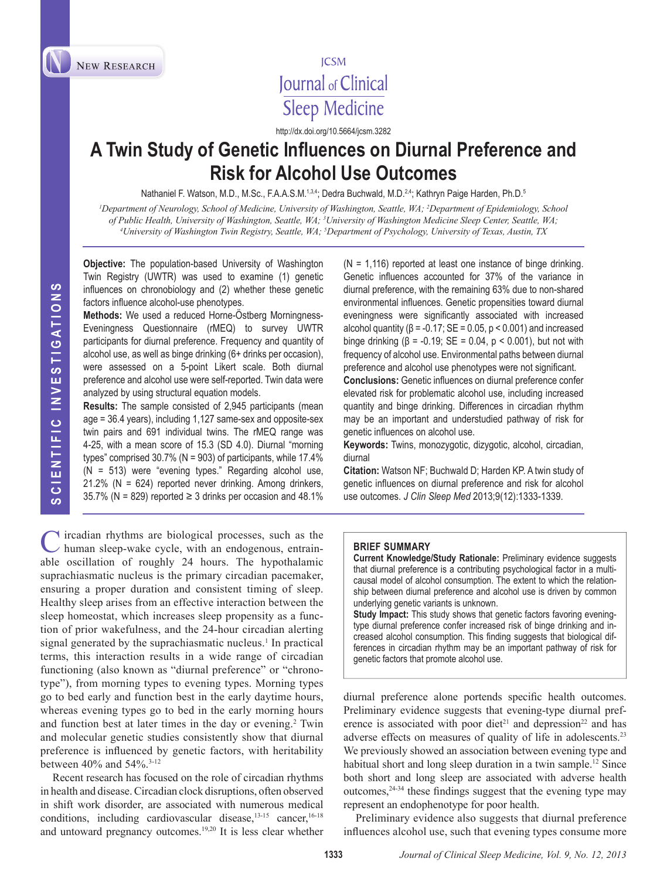NEW RESEARCH

http://dx.doi.org/10.5664/jcsm.3282

# A Twin Study of Genetic Influences on Diurnal Preference and Risk for Alcohol Use Outcomes

Nathaniel F. Watson, M.D., M.Sc., F.A.A.S.M.[1,3,4]; Dedra Buchwald, M.D.[2,4]; Kathryn Paige Harden, Ph.D.[5]

[1]*Department of Neurology, School of Medicine, University of Washington, Seattle, WA;* [2]*Department of Epidemiology, School of Public Health, University of Washington, Seattle, WA;* [3]*University of Washington Medicine Sleep Center, Seattle, WA;* [4]*University of Washington Twin Registry, Seattle, WA;* [5]*Department of Psychology, University of Texas, Austin, TX*

**Objective:** The population-based University of Washington Twin Registry (UWTR) was used to examine (1) genetic influences on chronobiology and (2) whether these genetic factors influence alcohol-use phenotypes.

**Methods:** We used a reduced Horne-Östberg Morningness-Eveningness Questionnaire (rMEQ) to survey UWTR participants for diurnal preference. Frequency and quantity of alcohol use, as well as binge drinking (6+ drinks per occasion), were assessed on a 5-point Likert scale. Both diurnal preference and alcohol use were self-reported. Twin data were analyzed by using structural equation models.

**Results:** The sample consisted of 2,945 participants (mean age = 36.4 years), including 1,127 same-sex and opposite-sex twin pairs and 691 individual twins. The rMEQ range was 4-25, with a mean score of 15.3 (SD 4.0). Diurnal "morning types" comprised 30.7% (N = 903) of participants, while 17.4% (N = 513) were "evening types." Regarding alcohol use, 21.2% (N = 624) reported never drinking. Among drinkers, 35.7% (N = 829) reported ≥ 3 drinks per occasion and 48.1% (N = 1,116) reported at least one instance of binge drinking. Genetic influences accounted for 37% of the variance in diurnal preference, with the remaining 63% due to non-shared environmental influences. Genetic propensities toward diurnal eveningness were significantly associated with increased alcohol quantity ($\beta = -0.17$; SE = 0.05, $p < 0.001$) and increased binge drinking ($\beta = -0.19$; SE = 0.04, $p < 0.001$), but not with frequency of alcohol use. Environmental paths between diurnal preference and alcohol use phenotypes were not significant.

**Conclusions:** Genetic influences on diurnal preference confer elevated risk for problematic alcohol use, including increased quantity and binge drinking. Differences in circadian rhythm may be an important and understudied pathway of risk for genetic influences on alcohol use.

**Keywords:** Twins, monozygotic, dizygotic, alcohol, circadian, diurnal

**Citation:** Watson NF; Buchwald D; Harden KP. A twin study of genetic influences on diurnal preference and risk for alcohol use outcomes. *J Clin Sleep Med* 2013;9(12):1333-1339.

Circadian rhythms are biological processes, such as the human sleep-wake cycle, with an endogenous, entrainable oscillation of roughly 24 hours. The hypothalamic suprachiasmatic nucleus is the primary circadian pacemaker, ensuring a proper duration and consistent timing of sleep. Healthy sleep arises from an effective interaction between the sleep homeostat, which increases sleep propensity as a function of prior wakefulness, and the 24-hour circadian alerting signal generated by the suprachiasmatic nucleus.[1] In practical terms, this interaction results in a wide range of circadian functioning (also known as "diurnal preference" or "chronotype"), from morning types to evening types. Morning types go to bed early and function best in the early daytime hours, whereas evening types go to bed in the early morning hours and function best at later times in the day or evening.[2] Twin and molecular genetic studies consistently show that diurnal preference is influenced by genetic factors, with heritability between 40% and 54%.[3-12]

Recent research has focused on the role of circadian rhythms in health and disease. Circadian clock disruptions, often observed in shift work disorder, are associated with numerous medical conditions, including cardiovascular disease,[13-15] cancer,[16-18] and untoward pregnancy outcomes.[19,20] It is less clear whether diurnal preference alone portends specific health outcomes. Preliminary evidence suggests that evening-type diurnal preference is associated with poor diet[21] and depression[22] and has adverse effects on measures of quality of life in adolescents.[23] We previously showed an association between evening type and habitual short and long sleep duration in a twin sample.[12] Since both short and long sleep are associated with adverse health outcomes,[24-34] these findings suggest that the evening type may represent an endophenotype for poor health.

Preliminary evidence also suggests that diurnal preference influences alcohol use, such that evening types consume more

**BRIEF SUMMARY**

**Current Knowledge/Study Rationale:** Preliminary evidence suggests that diurnal preference is a contributing psychological factor in a multi-causal model of alcohol consumption. The extent to which the relationship between diurnal preference and alcohol use is driven by common underlying genetic variants is unknown.

**Study Impact:** This study shows that genetic factors favoring evening-type diurnal preference confer increased risk of binge drinking and increased alcohol consumption. This finding suggests that biological differences in circadian rhythm may be an important pathway of risk for genetic factors that promote alcohol use.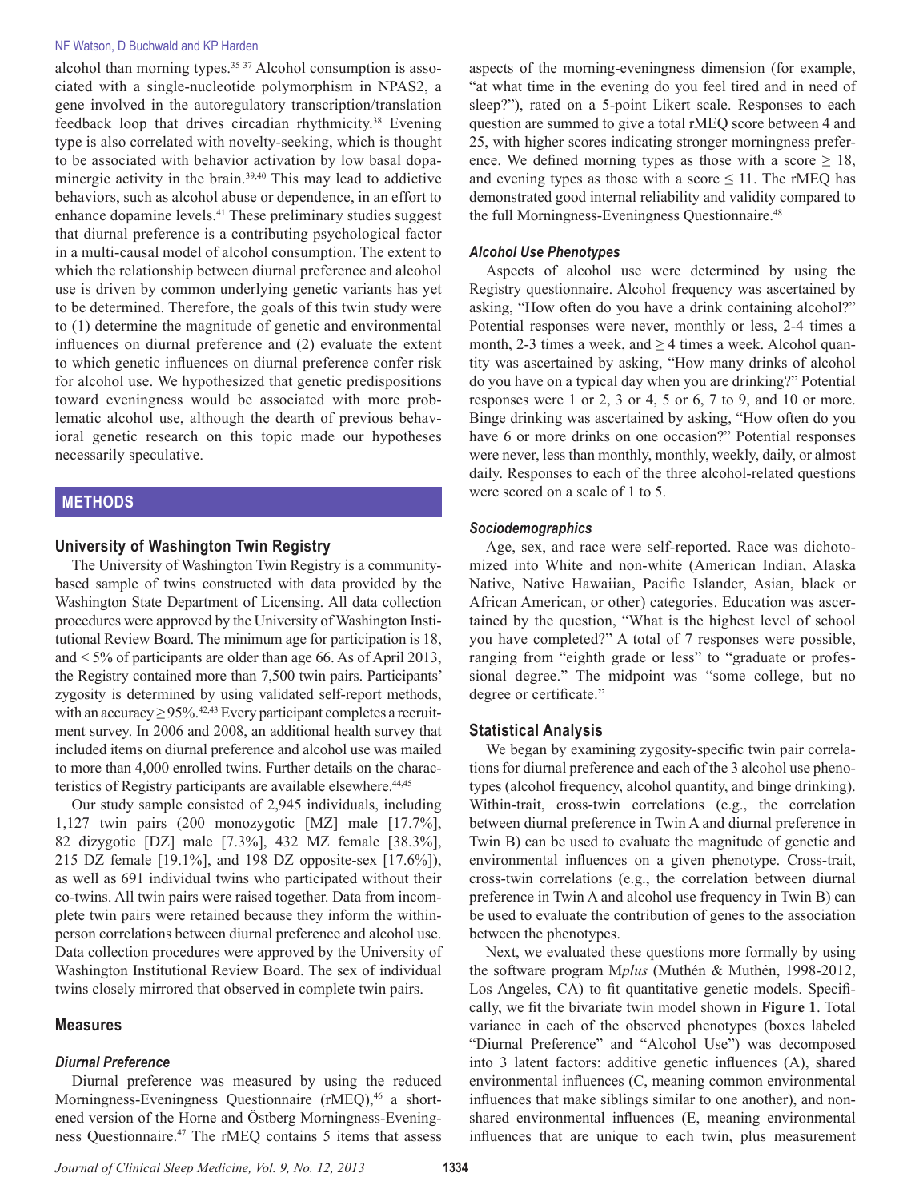alcohol than morning types.[35-37] Alcohol consumption is associated with a single-nucleotide polymorphism in NPAS2, a gene involved in the autoregulatory transcription/translation feedback loop that drives circadian rhythmicity.[38] Evening type is also correlated with novelty-seeking, which is thought to be associated with behavior activation by low basal dopaminergic activity in the brain.[39,40] This may lead to addictive behaviors, such as alcohol abuse or dependence, in an effort to enhance dopamine levels.[41] These preliminary studies suggest that diurnal preference is a contributing psychological factor in a multi-causal model of alcohol consumption. The extent to which the relationship between diurnal preference and alcohol use is driven by common underlying genetic variants has yet to be determined. Therefore, the goals of this twin study were to (1) determine the magnitude of genetic and environmental influences on diurnal preference and (2) evaluate the extent to which genetic influences on diurnal preference confer risk for alcohol use. We hypothesized that genetic predispositions toward eveningness would be associated with more problematic alcohol use, although the dearth of previous behavioral genetic research on this topic made our hypotheses necessarily speculative.

## METHODS

### University of Washington Twin Registry

The University of Washington Twin Registry is a community-based sample of twins constructed with data provided by the Washington State Department of Licensing. All data collection procedures were approved by the University of Washington Institutional Review Board. The minimum age for participation is 18, and < 5% of participants are older than age 66. As of April 2013, the Registry contained more than 7,500 twin pairs. Participants' zygosity is determined by using validated self-report methods, with an accuracy ≥ 95%.[42,43] Every participant completes a recruitment survey. In 2006 and 2008, an additional health survey that included items on diurnal preference and alcohol use was mailed to more than 4,000 enrolled twins. Further details on the characteristics of Registry participants are available elsewhere.[44,45]

Our study sample consisted of 2,945 individuals, including 1,127 twin pairs (200 monozygotic [MZ] male [17.7%], 82 dizygotic [DZ] male [7.3%], 432 MZ female [38.3%], 215 DZ female [19.1%], and 198 DZ opposite-sex [17.6%]), as well as 691 individual twins who participated without their co-twins. All twin pairs were raised together. Data from incomplete twin pairs were retained because they inform the within-person correlations between diurnal preference and alcohol use. Data collection procedures were approved by the University of Washington Institutional Review Board. The sex of individual twins closely mirrored that observed in complete twin pairs.

### Measures

#### *Diurnal Preference*

Diurnal preference was measured by using the reduced Morningness-Eveningness Questionnaire (rMEQ),[46] a shortened version of the Horne and Östberg Morningness-Eveningness Questionnaire.[47] The rMEQ contains 5 items that assess aspects of the morning-eveningness dimension (for example, "at what time in the evening do you feel tired and in need of sleep?"), rated on a 5-point Likert scale. Responses to each question are summed to give a total rMEQ score between 4 and 25, with higher scores indicating stronger morningness preference. We defined morning types as those with a score ≥ 18, and evening types as those with a score ≤ 11. The rMEQ has demonstrated good internal reliability and validity compared to the full Morningness-Eveningness Questionnaire.[48]

#### *Alcohol Use Phenotypes*

Aspects of alcohol use were determined by using the Registry questionnaire. Alcohol frequency was ascertained by asking, "How often do you have a drink containing alcohol?" Potential responses were never, monthly or less, 2-4 times a month, 2-3 times a week, and ≥ 4 times a week. Alcohol quantity was ascertained by asking, "How many drinks of alcohol do you have on a typical day when you are drinking?" Potential responses were 1 or 2, 3 or 4, 5 or 6, 7 to 9, and 10 or more. Binge drinking was ascertained by asking, "How often do you have 6 or more drinks on one occasion?" Potential responses were never, less than monthly, monthly, weekly, daily, or almost daily. Responses to each of the three alcohol-related questions were scored on a scale of 1 to 5.

#### *Sociodemographics*

Age, sex, and race were self-reported. Race was dichotomized into White and non-white (American Indian, Alaska Native, Native Hawaiian, Pacific Islander, Asian, black or African American, or other) categories. Education was ascertained by the question, "What is the highest level of school you have completed?" A total of 7 responses were possible, ranging from "eighth grade or less" to "graduate or professional degree." The midpoint was "some college, but no degree or certificate."

### Statistical Analysis

We began by examining zygosity-specific twin pair correlations for diurnal preference and each of the 3 alcohol use phenotypes (alcohol frequency, alcohol quantity, and binge drinking). Within-trait, cross-twin correlations (e.g., the correlation between diurnal preference in Twin A and diurnal preference in Twin B) can be used to evaluate the magnitude of genetic and environmental influences on a given phenotype. Cross-trait, cross-twin correlations (e.g., the correlation between diurnal preference in Twin A and alcohol use frequency in Twin B) can be used to evaluate the contribution of genes to the association between the phenotypes.

Next, we evaluated these questions more formally by using the software program M*plus* (Muthén & Muthén, 1998-2012, Los Angeles, CA) to fit quantitative genetic models. Specifically, we fit the bivariate twin model shown in **Figure 1**. Total variance in each of the observed phenotypes (boxes labeled "Diurnal Preference" and "Alcohol Use") was decomposed into 3 latent factors: additive genetic influences (A), shared environmental influences (C, meaning common environmental influences that make siblings similar to one another), and non-shared environmental influences (E, meaning environmental influences that are unique to each twin, plus measurement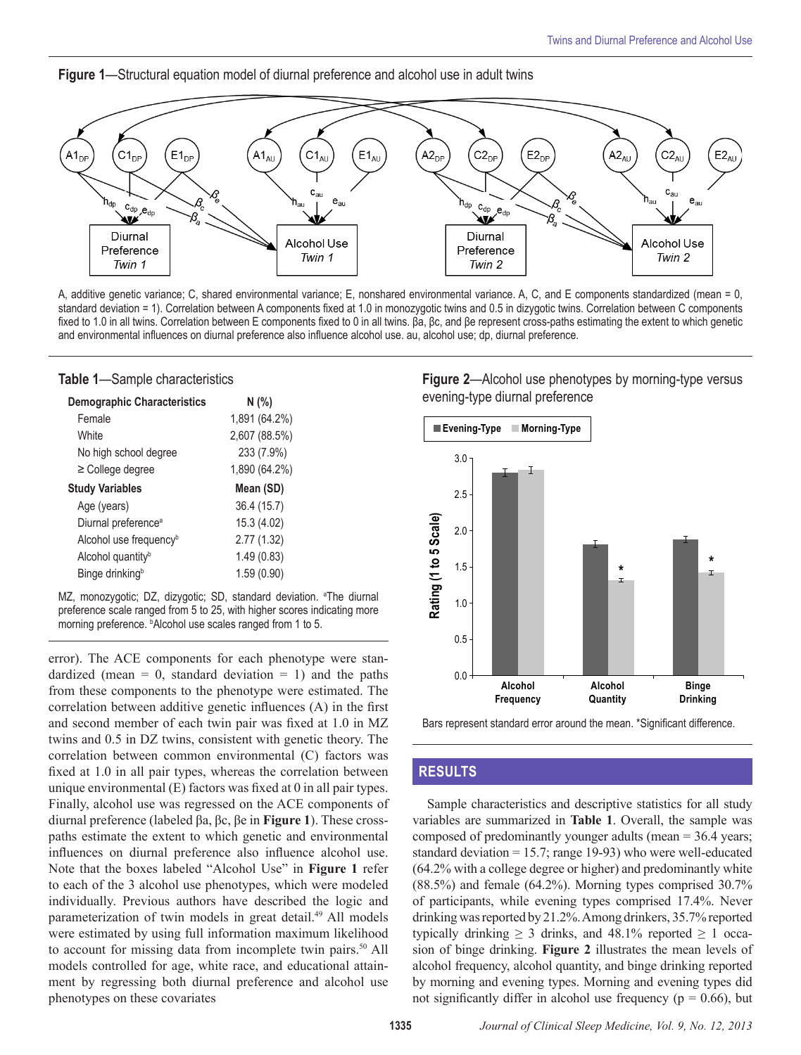**Figure 1**—Structural equation model of diurnal preference and alcohol use in adult twins

A, additive genetic variance; C, shared environmental variance; E, nonshared environmental variance. A, C, and E components standardized (mean = 0, standard deviation = 1). Correlation between A components fixed at 1.0 in monozygotic twins and 0.5 in dizygotic twins. Correlation between C components fixed to 1.0 in all twins. Correlation between E components fixed to 0 in all twins. βa, βc, and βe represent cross-paths estimating the extent to which genetic and environmental influences on diurnal preference also influence alcohol use. au, alcohol use; dp, diurnal preference.

**Table 1**—Sample characteristics

| **Demographic Characteristics** | **N (%)** |
|---|---|
| Female | 1,891 (64.2%) |
| White | 2,607 (88.5%) |
| No high school degree | 233 (7.9%) |
| ≥ College degree | 1,890 (64.2%) |
| **Study Variables** | **Mean (SD)** |
| Age (years) | 36.4 (15.7) |
| Diurnal preference[a] | 15.3 (4.02) |
| Alcohol use frequency[b] | 2.77 (1.32) |
| Alcohol quantity[b] | 1.49 (0.83) |
| Binge drinking[b] | 1.59 (0.90) |

MZ, monozygotic; DZ, dizygotic; SD, standard deviation. [a]The diurnal preference scale ranged from 5 to 25, with higher scores indicating more morning preference. [b]Alcohol use scales ranged from 1 to 5.

error). The ACE components for each phenotype were standardized (mean = 0, standard deviation = 1) and the paths from these components to the phenotype were estimated. The correlation between additive genetic influences (A) in the first and second member of each twin pair was fixed at 1.0 in MZ twins and 0.5 in DZ twins, consistent with genetic theory. The correlation between common environmental (C) factors was fixed at 1.0 in all pair types, whereas the correlation between unique environmental (E) factors was fixed at 0 in all pair types. Finally, alcohol use was regressed on the ACE components of diurnal preference (labeled βa, βc, βe in **Figure 1**). These cross-paths estimate the extent to which genetic and environmental influences on diurnal preference also influence alcohol use. Note that the boxes labeled "Alcohol Use" in **Figure 1** refer to each of the 3 alcohol use phenotypes, which were modeled individually. Previous authors have described the logic and parameterization of twin models in great detail.[49] All models were estimated by using full information maximum likelihood to account for missing data from incomplete twin pairs.[50] All models controlled for age, white race, and educational attainment by regressing both diurnal preference and alcohol use phenotypes on these covariates

**Figure 2**—Alcohol use phenotypes by morning-type versus evening-type diurnal preference

Bars represent standard error around the mean. *Significant difference.

## RESULTS

Sample characteristics and descriptive statistics for all study variables are summarized in **Table 1**. Overall, the sample was composed of predominantly younger adults (mean = 36.4 years; standard deviation = 15.7; range 19-93) who were well-educated (64.2% with a college degree or higher) and predominantly white (88.5%) and female (64.2%). Morning types comprised 30.7% of participants, while evening types comprised 17.4%. Never drinking was reported by 21.2%. Among drinkers, 35.7% reported typically drinking ≥ 3 drinks, and 48.1% reported ≥ 1 occasion of binge drinking. **Figure 2** illustrates the mean levels of alcohol frequency, alcohol quantity, and binge drinking reported by morning and evening types. Morning and evening types did not significantly differ in alcohol use frequency ($p = 0.66$), but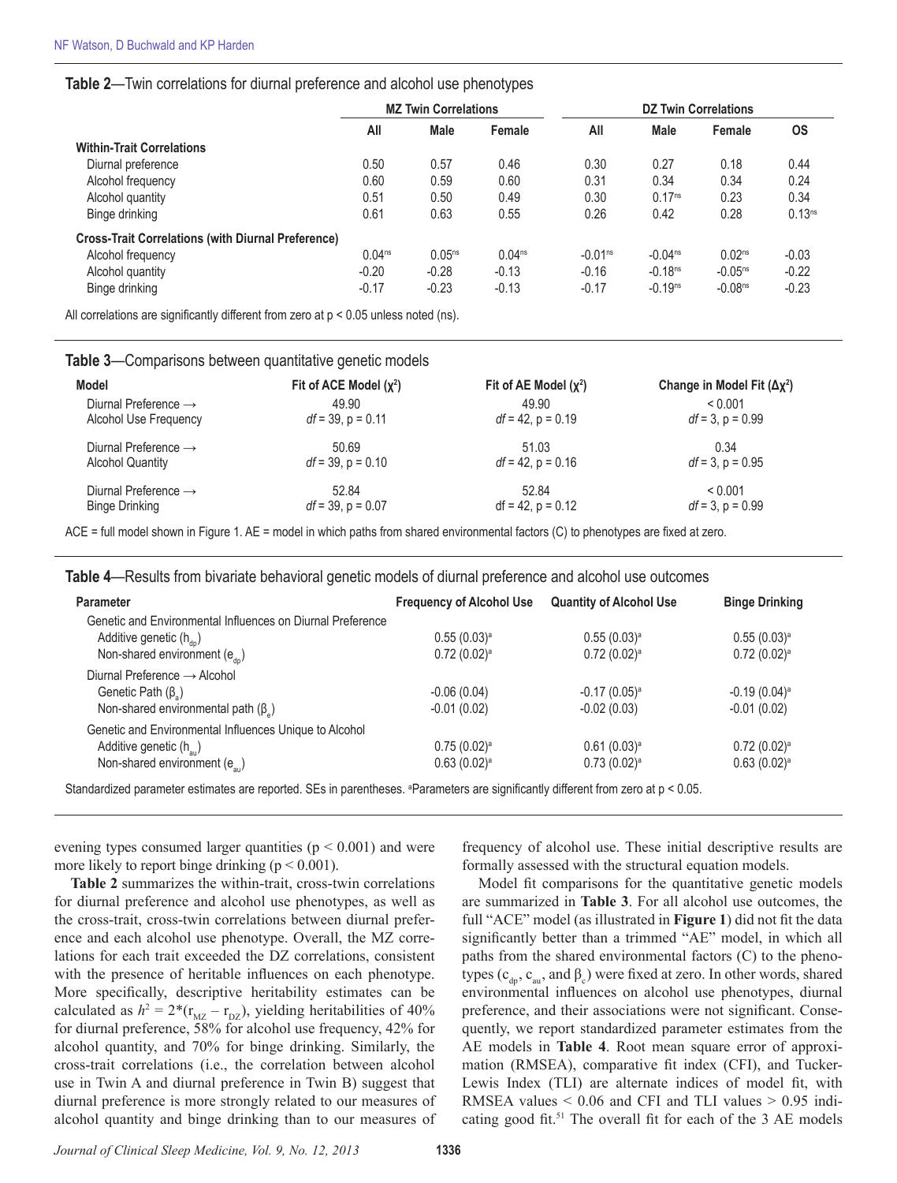**Table 2**—Twin correlations for diurnal preference and alcohol use phenotypes

| | MZ Twin Correlations | | | DZ Twin Correlations | | | |
|---|---|---|---|---|---|---|---|
| | All | Male | Female | All | Male | Female | OS |
| **Within-Trait Correlations** | | | | | | | |
| Diurnal preference | 0.50 | 0.57 | 0.46 | 0.30 | 0.27 | 0.18 | 0.44 |
| Alcohol frequency | 0.60 | 0.59 | 0.60 | 0.31 | 0.34 | 0.34 | 0.24 |
| Alcohol quantity | 0.51 | 0.50 | 0.49 | 0.30 | 0.17[ns] | 0.23 | 0.34 |
| Binge drinking | 0.61 | 0.63 | 0.55 | 0.26 | 0.42 | 0.28 | 0.13[ns] |
| **Cross-Trait Correlations (with Diurnal Preference)** | | | | | | | |
| Alcohol frequency | 0.04[ns] | 0.05[ns] | 0.04[ns] | -0.01[ns] | -0.04[ns] | 0.02[ns] | -0.03 |
| Alcohol quantity | -0.20 | -0.28 | -0.13 | -0.16 | -0.18[ns] | -0.05[ns] | -0.22 |
| Binge drinking | -0.17 | -0.23 | -0.13 | -0.17 | -0.19[ns] | -0.08[ns] | -0.23 |

All correlations are significantly different from zero at p < 0.05 unless noted (ns).

**Table 3**—Comparisons between quantitative genetic models

| Model | Fit of ACE Model ($\chi^2$) | Fit of AE Model ($\chi^2$) | Change in Model Fit ($\Delta\chi^2$) |
|---|---|---|---|
| Diurnal Preference → Alcohol Use Frequency | 49.90 *df* = 39, p = 0.11 | 49.90 *df* = 42, p = 0.19 | < 0.001 *df* = 3, p = 0.99 |
| Diurnal Preference → Alcohol Quantity | 50.69 *df* = 39, p = 0.10 | 51.03 *df* = 42, p = 0.16 | 0.34 *df* = 3, p = 0.95 |
| Diurnal Preference → Binge Drinking | 52.84 *df* = 39, p = 0.07 | 52.84 df = 42, p = 0.12 | < 0.001 *df* = 3, p = 0.99 |

ACE = full model shown in Figure 1. AE = model in which paths from shared environmental factors (C) to phenotypes are fixed at zero.

**Table 4**—Results from bivariate behavioral genetic models of diurnal preference and alcohol use outcomes

| Parameter | Frequency of Alcohol Use | Quantity of Alcohol Use | Binge Drinking |
|---|---|---|---|
| Genetic and Environmental Influences on Diurnal Preference | | | |
| Additive genetic ($h_{dp}$) | 0.55 (0.03)[a] | 0.55 (0.03)[a] | 0.55 (0.03)[a] |
| Non-shared environment ($e_{dp}$) | 0.72 (0.02)[a] | 0.72 (0.02)[a] | 0.72 (0.02)[a] |
| Diurnal Preference → Alcohol | | | |
| Genetic Path ($\beta_a$) | -0.06 (0.04) | -0.17 (0.05)[a] | -0.19 (0.04)[a] |
| Non-shared environmental path ($\beta_e$) | -0.01 (0.02) | -0.02 (0.03) | -0.01 (0.02) |
| Genetic and Environmental Influences Unique to Alcohol | | | |
| Additive genetic ($h_{au}$) | 0.75 (0.02)[a] | 0.61 (0.03)[a] | 0.72 (0.02)[a] |
| Non-shared environment ($e_{au}$) | 0.63 (0.02)[a] | 0.73 (0.02)[a] | 0.63 (0.02)[a] |

Standardized parameter estimates are reported. SEs in parentheses. [a]Parameters are significantly different from zero at p < 0.05.

evening types consumed larger quantities ($p < 0.001$) and were more likely to report binge drinking ($p < 0.001$).

**Table 2** summarizes the within-trait, cross-twin correlations for diurnal preference and alcohol use phenotypes, as well as the cross-trait, cross-twin correlations between diurnal preference and each alcohol use phenotype. Overall, the MZ correlations for each trait exceeded the DZ correlations, consistent with the presence of heritable influences on each phenotype. More specifically, descriptive heritability estimates can be calculated as $h^2 = 2*(r_{MZ} - r_{DZ})$, yielding heritabilities of 40% for diurnal preference, 58% for alcohol use frequency, 42% for alcohol quantity, and 70% for binge drinking. Similarly, the cross-trait correlations (i.e., the correlation between alcohol use in Twin A and diurnal preference in Twin B) suggest that diurnal preference is more strongly related to our measures of alcohol quantity and binge drinking than to our measures of frequency of alcohol use. These initial descriptive results are formally assessed with the structural equation models.

Model fit comparisons for the quantitative genetic models are summarized in **Table 3**. For all alcohol use outcomes, the full "ACE" model (as illustrated in **Figure 1**) did not fit the data significantly better than a trimmed "AE" model, in which all paths from the shared environmental factors (C) to the phenotypes ($c_{dp}$, $c_{au}$, and $\beta_c$) were fixed at zero. In other words, shared environmental influences on alcohol use phenotypes, diurnal preference, and their associations were not significant. Consequently, we report standardized parameter estimates from the AE models in **Table 4**. Root mean square error of approximation (RMSEA), comparative fit index (CFI), and Tucker-Lewis Index (TLI) are alternate indices of model fit, with RMSEA values < 0.06 and CFI and TLI values > 0.95 indicating good fit.[51] The overall fit for each of the 3 AE models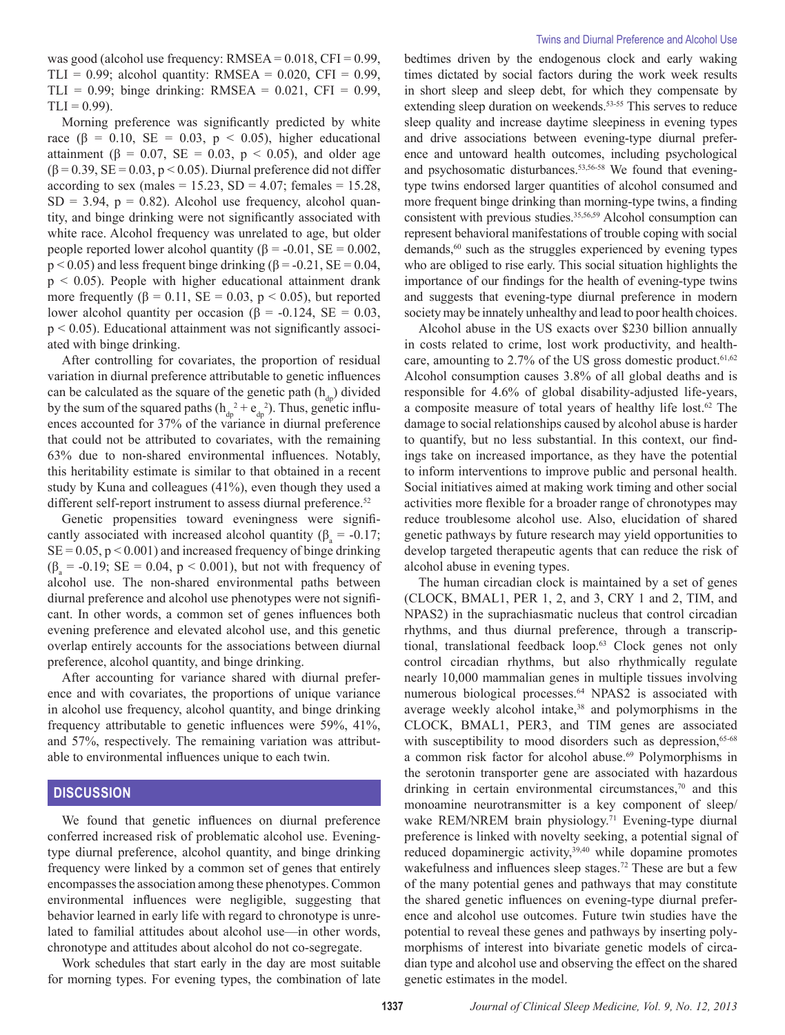was good (alcohol use frequency: RMSEA = 0.018, CFI = 0.99, TLI = 0.99; alcohol quantity: RMSEA = 0.020, CFI = 0.99, TLI = 0.99; binge drinking: RMSEA = 0.021, CFI = 0.99, TLI = 0.99).

Morning preference was significantly predicted by white race (β = 0.10, SE = 0.03, $p < 0.05$), higher educational attainment (β = 0.07, SE = 0.03, $p < 0.05$), and older age (β = 0.39, SE = 0.03, $p < 0.05$). Diurnal preference did not differ according to sex (males = 15.23, SD = 4.07; females = 15.28, SD = 3.94, p = 0.82). Alcohol use frequency, alcohol quantity, and binge drinking were not significantly associated with white race. Alcohol frequency was unrelated to age, but older people reported lower alcohol quantity (β = -0.01, SE = 0.002, $p < 0.05$) and less frequent binge drinking (β = -0.21, SE = 0.04, $p < 0.05$). People with higher educational attainment drank more frequently (β = 0.11, SE = 0.03, $p < 0.05$), but reported lower alcohol quantity per occasion (β = -0.124, SE = 0.03, $p < 0.05$). Educational attainment was not significantly associated with binge drinking.

After controlling for covariates, the proportion of residual variation in diurnal preference attributable to genetic influences can be calculated as the square of the genetic path ($h_{dp}$) divided by the sum of the squared paths ($h_{dp}^2 + e_{dp}^2$). Thus, genetic influences accounted for 37% of the variance in diurnal preference that could not be attributed to covariates, with the remaining 63% due to non-shared environmental influences. Notably, this heritability estimate is similar to that obtained in a recent study by Kuna and colleagues (41%), even though they used a different self-report instrument to assess diurnal preference.[52]

Genetic propensities toward eveningness were significantly associated with increased alcohol quantity ($\beta_a$ = -0.17; SE = 0.05, $p < 0.001$) and increased frequency of binge drinking ($\beta_a$ = -0.19; SE = 0.04, $p < 0.001$), but not with frequency of alcohol use. The non-shared environmental paths between diurnal preference and alcohol use phenotypes were not significant. In other words, a common set of genes influences both evening preference and elevated alcohol use, and this genetic overlap entirely accounts for the associations between diurnal preference, alcohol quantity, and binge drinking.

After accounting for variance shared with diurnal preference and with covariates, the proportions of unique variance in alcohol use frequency, alcohol quantity, and binge drinking frequency attributable to genetic influences were 59%, 41%, and 57%, respectively. The remaining variation was attributable to environmental influences unique to each twin.

## DISCUSSION

We found that genetic influences on diurnal preference conferred increased risk of problematic alcohol use. Evening-type diurnal preference, alcohol quantity, and binge drinking frequency were linked by a common set of genes that entirely encompasses the association among these phenotypes. Common environmental influences were negligible, suggesting that behavior learned in early life with regard to chronotype is unrelated to familial attitudes about alcohol use—in other words, chronotype and attitudes about alcohol do not co-segregate.

Work schedules that start early in the day are most suitable for morning types. For evening types, the combination of late bedtimes driven by the endogenous clock and early waking times dictated by social factors during the work week results in short sleep and sleep debt, for which they compensate by extending sleep duration on weekends.[53-55] This serves to reduce sleep quality and increase daytime sleepiness in evening types and drive associations between evening-type diurnal preference and untoward health outcomes, including psychological and psychosomatic disturbances.[53,56-58] We found that evening-type twins endorsed larger quantities of alcohol consumed and more frequent binge drinking than morning-type twins, a finding consistent with previous studies.[35,56,59] Alcohol consumption can represent behavioral manifestations of trouble coping with social demands,[60] such as the struggles experienced by evening types who are obliged to rise early. This social situation highlights the importance of our findings for the health of evening-type twins and suggests that evening-type diurnal preference in modern society may be innately unhealthy and lead to poor health choices.

Alcohol abuse in the US exacts over $230 billion annually in costs related to crime, lost work productivity, and healthcare, amounting to 2.7% of the US gross domestic product.[61,62] Alcohol consumption causes 3.8% of all global deaths and is responsible for 4.6% of global disability-adjusted life-years, a composite measure of total years of healthy life lost.[62] The damage to social relationships caused by alcohol abuse is harder to quantify, but no less substantial. In this context, our findings take on increased importance, as they have the potential to inform interventions to improve public and personal health. Social initiatives aimed at making work timing and other social activities more flexible for a broader range of chronotypes may reduce troublesome alcohol use. Also, elucidation of shared genetic pathways by future research may yield opportunities to develop targeted therapeutic agents that can reduce the risk of alcohol abuse in evening types.

The human circadian clock is maintained by a set of genes (CLOCK, BMAL1, PER 1, 2, and 3, CRY 1 and 2, TIM, and NPAS2) in the suprachiasmatic nucleus that control circadian rhythms, and thus diurnal preference, through a transcriptional, translational feedback loop.[63] Clock genes not only control circadian rhythms, but also rhythmically regulate nearly 10,000 mammalian genes in multiple tissues involving numerous biological processes.[64] NPAS2 is associated with average weekly alcohol intake,[38] and polymorphisms in the CLOCK, BMAL1, PER3, and TIM genes are associated with susceptibility to mood disorders such as depression,[65-68] a common risk factor for alcohol abuse.[69] Polymorphisms in the serotonin transporter gene are associated with hazardous drinking in certain environmental circumstances,[70] and this monoamine neurotransmitter is a key component of sleep/wake REM/NREM brain physiology.[71] Evening-type diurnal preference is linked with novelty seeking, a potential signal of reduced dopaminergic activity,[39,40] while dopamine promotes wakefulness and influences sleep stages.[72] These are but a few of the many potential genes and pathways that may constitute the shared genetic influences on evening-type diurnal preference and alcohol use outcomes. Future twin studies have the potential to reveal these genes and pathways by inserting polymorphisms of interest into bivariate genetic models of circadian type and alcohol use and observing the effect on the shared genetic estimates in the model.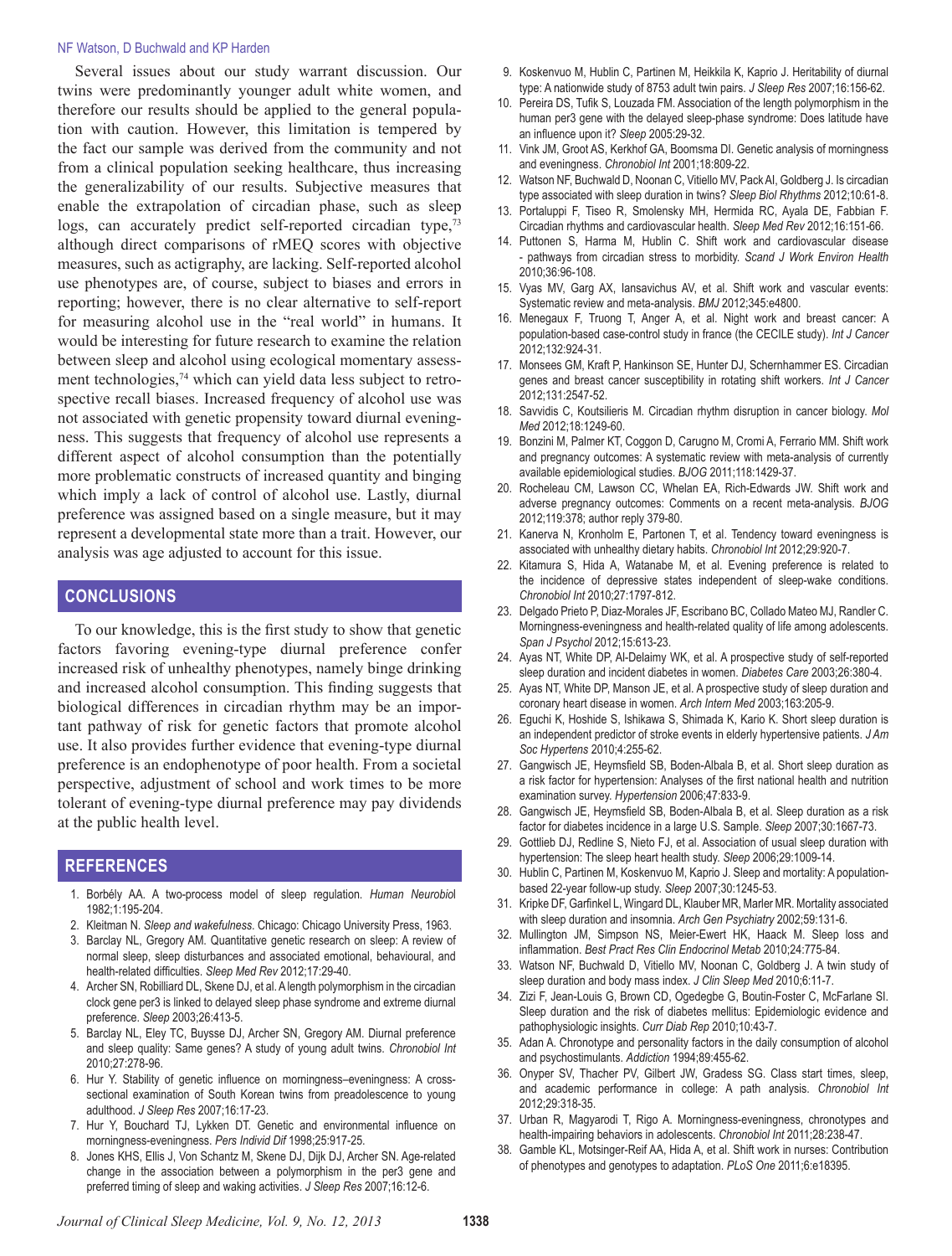Several issues about our study warrant discussion. Our twins were predominantly younger adult white women, and therefore our results should be applied to the general population with caution. However, this limitation is tempered by the fact our sample was derived from the community and not from a clinical population seeking healthcare, thus increasing the generalizability of our results. Subjective measures that enable the extrapolation of circadian phase, such as sleep logs, can accurately predict self-reported circadian type,[73] although direct comparisons of rMEQ scores with objective measures, such as actigraphy, are lacking. Self-reported alcohol use phenotypes are, of course, subject to biases and errors in reporting; however, there is no clear alternative to self-report for measuring alcohol use in the "real world" in humans. It would be interesting for future research to examine the relation between sleep and alcohol using ecological momentary assessment technologies,[74] which can yield data less subject to retrospective recall biases. Increased frequency of alcohol use was not associated with genetic propensity toward diurnal eveningness. This suggests that frequency of alcohol use represents a different aspect of alcohol consumption than the potentially more problematic constructs of increased quantity and binging which imply a lack of control of alcohol use. Lastly, diurnal preference was assigned based on a single measure, but it may represent a developmental state more than a trait. However, our analysis was age adjusted to account for this issue.

## CONCLUSIONS

To our knowledge, this is the first study to show that genetic factors favoring evening-type diurnal preference confer increased risk of unhealthy phenotypes, namely binge drinking and increased alcohol consumption. This finding suggests that biological differences in circadian rhythm may be an important pathway of risk for genetic factors that promote alcohol use. It also provides further evidence that evening-type diurnal preference is an endophenotype of poor health. From a societal perspective, adjustment of school and work times to be more tolerant of evening-type diurnal preference may pay dividends at the public health level.

## REFERENCES

1. Borbély AA. A two-process model of sleep regulation. *Human Neurobiol* 1982;1:195-204.
2. Kleitman N. *Sleep and wakefulness*. Chicago: Chicago University Press, 1963.
3. Barclay NL, Gregory AM. Quantitative genetic research on sleep: A review of normal sleep, sleep disturbances and associated emotional, behavioural, and health-related difficulties. *Sleep Med Rev* 2012;17:29-40.
4. Archer SN, Robilliard DL, Skene DJ, et al. A length polymorphism in the circadian clock gene per3 is linked to delayed sleep phase syndrome and extreme diurnal preference. *Sleep* 2003;26:413-5.
5. Barclay NL, Eley TC, Buysse DJ, Archer SN, Gregory AM. Diurnal preference and sleep quality: Same genes? A study of young adult twins. *Chronobiol Int* 2010;27:278-96.
6. Hur Y. Stability of genetic influence on morningness–eveningness: A cross-sectional examination of South Korean twins from preadolescence to young adulthood. *J Sleep Res* 2007;16:17-23.
7. Hur Y, Bouchard TJ, Lykken DT. Genetic and environmental influence on morningness-eveningness. *Pers Individ Dif* 1998;25:917-25.
8. Jones KHS, Ellis J, Von Schantz M, Skene DJ, Dijk DJ, Archer SN. Age-related change in the association between a polymorphism in the per3 gene and preferred timing of sleep and waking activities. *J Sleep Res* 2007;16:12-6.
9. Koskenvuo M, Hublin C, Partinen M, Heikkila K, Kaprio J. Heritability of diurnal type: A nationwide study of 8753 adult twin pairs. *J Sleep Res* 2007;16:156-62.
10. Pereira DS, Tufik S, Louzada FM. Association of the length polymorphism in the human per3 gene with the delayed sleep-phase syndrome: Does latitude have an influence upon it? *Sleep* 2005:29-32.
11. Vink JM, Groot AS, Kerkhof GA, Boomsma DI. Genetic analysis of morningness and eveningness. *Chronobiol Int* 2001;18:809-22.
12. Watson NF, Buchwald D, Noonan C, Vitiello MV, Pack AI, Goldberg J. Is circadian type associated with sleep duration in twins? *Sleep Biol Rhythms* 2012;10:61-8.
13. Portaluppi F, Tiseo R, Smolensky MH, Hermida RC, Ayala DE, Fabbian F. Circadian rhythms and cardiovascular health. *Sleep Med Rev* 2012;16:151-66.
14. Puttonen S, Harma M, Hublin C. Shift work and cardiovascular disease - pathways from circadian stress to morbidity. *Scand J Work Environ Health* 2010;36:96-108.
15. Vyas MV, Garg AX, Iansavichus AV, et al. Shift work and vascular events: Systematic review and meta-analysis. *BMJ* 2012;345:e4800.
16. Menegaux F, Truong T, Anger A, et al. Night work and breast cancer: A population-based case-control study in france (the CECILE study). *Int J Cancer* 2012;132:924-31.
17. Monsees GM, Kraft P, Hankinson SE, Hunter DJ, Schernhammer ES. Circadian genes and breast cancer susceptibility in rotating shift workers. *Int J Cancer* 2012;131:2547-52.
18. Savvidis C, Koutsilieris M. Circadian rhythm disruption in cancer biology. *Mol Med* 2012;18:1249-60.
19. Bonzini M, Palmer KT, Coggon D, Carugno M, Cromi A, Ferrario MM. Shift work and pregnancy outcomes: A systematic review with meta-analysis of currently available epidemiological studies. *BJOG* 2011;118:1429-37.
20. Rocheleau CM, Lawson CC, Whelan EA, Rich-Edwards JW. Shift work and adverse pregnancy outcomes: Comments on a recent meta-analysis. *BJOG* 2012;119:378; author reply 379-80.
21. Kanerva N, Kronholm E, Partonen T, et al. Tendency toward eveningness is associated with unhealthy dietary habits. *Chronobiol Int* 2012;29:920-7.
22. Kitamura S, Hida A, Watanabe M, et al. Evening preference is related to the incidence of depressive states independent of sleep-wake conditions. *Chronobiol Int* 2010;27:1797-812.
23. Delgado Prieto P, Diaz-Morales JF, Escribano BC, Collado Mateo MJ, Randler C. Morningness-eveningness and health-related quality of life among adolescents. *Span J Psychol* 2012;15:613-23.
24. Ayas NT, White DP, Al-Delaimy WK, et al. A prospective study of self-reported sleep duration and incident diabetes in women. *Diabetes Care* 2003;26:380-4.
25. Ayas NT, White DP, Manson JE, et al. A prospective study of sleep duration and coronary heart disease in women. *Arch Intern Med* 2003;163:205-9.
26. Eguchi K, Hoshide S, Ishikawa S, Shimada K, Kario K. Short sleep duration is an independent predictor of stroke events in elderly hypertensive patients. *J Am Soc Hypertens* 2010;4:255-62.
27. Gangwisch JE, Heymsfield SB, Boden-Albala B, et al. Short sleep duration as a risk factor for hypertension: Analyses of the first national health and nutrition examination survey. *Hypertension* 2006;47:833-9.
28. Gangwisch JE, Heymsfield SB, Boden-Albala B, et al. Sleep duration as a risk factor for diabetes incidence in a large U.S. Sample. *Sleep* 2007;30:1667-73.
29. Gottlieb DJ, Redline S, Nieto FJ, et al. Association of usual sleep duration with hypertension: The sleep heart health study. *Sleep* 2006;29:1009-14.
30. Hublin C, Partinen M, Koskenvuo M, Kaprio J. Sleep and mortality: A population-based 22-year follow-up study. *Sleep* 2007;30:1245-53.
31. Kripke DF, Garfinkel L, Wingard DL, Klauber MR, Marler MR. Mortality associated with sleep duration and insomnia. *Arch Gen Psychiatry* 2002;59:131-6.
32. Mullington JM, Simpson NS, Meier-Ewert HK, Haack M. Sleep loss and inflammation. *Best Pract Res Clin Endocrinol Metab* 2010;24:775-84.
33. Watson NF, Buchwald D, Vitiello MV, Noonan C, Goldberg J. A twin study of sleep duration and body mass index. *J Clin Sleep Med* 2010;6:11-7.
34. Zizi F, Jean-Louis G, Brown CD, Ogedegbe G, Boutin-Foster C, McFarlane SI. Sleep duration and the risk of diabetes mellitus: Epidemiologic evidence and pathophysiologic insights. *Curr Diab Rep* 2010;10:43-7.
35. Adan A. Chronotype and personality factors in the daily consumption of alcohol and psychostimulants. *Addiction* 1994;89:455-62.
36. Onyper SV, Thacher PV, Gilbert JW, Gradess SG. Class start times, sleep, and academic performance in college: A path analysis. *Chronobiol Int* 2012;29:318-35.
37. Urban R, Magyarodi T, Rigo A. Morningness-eveningness, chronotypes and health-impairing behaviors in adolescents. *Chronobiol Int* 2011;28:238-47.
38. Gamble KL, Motsinger-Reif AA, Hida A, et al. Shift work in nurses: Contribution of phenotypes and genotypes to adaptation. *PLoS One* 2011;6:e18395.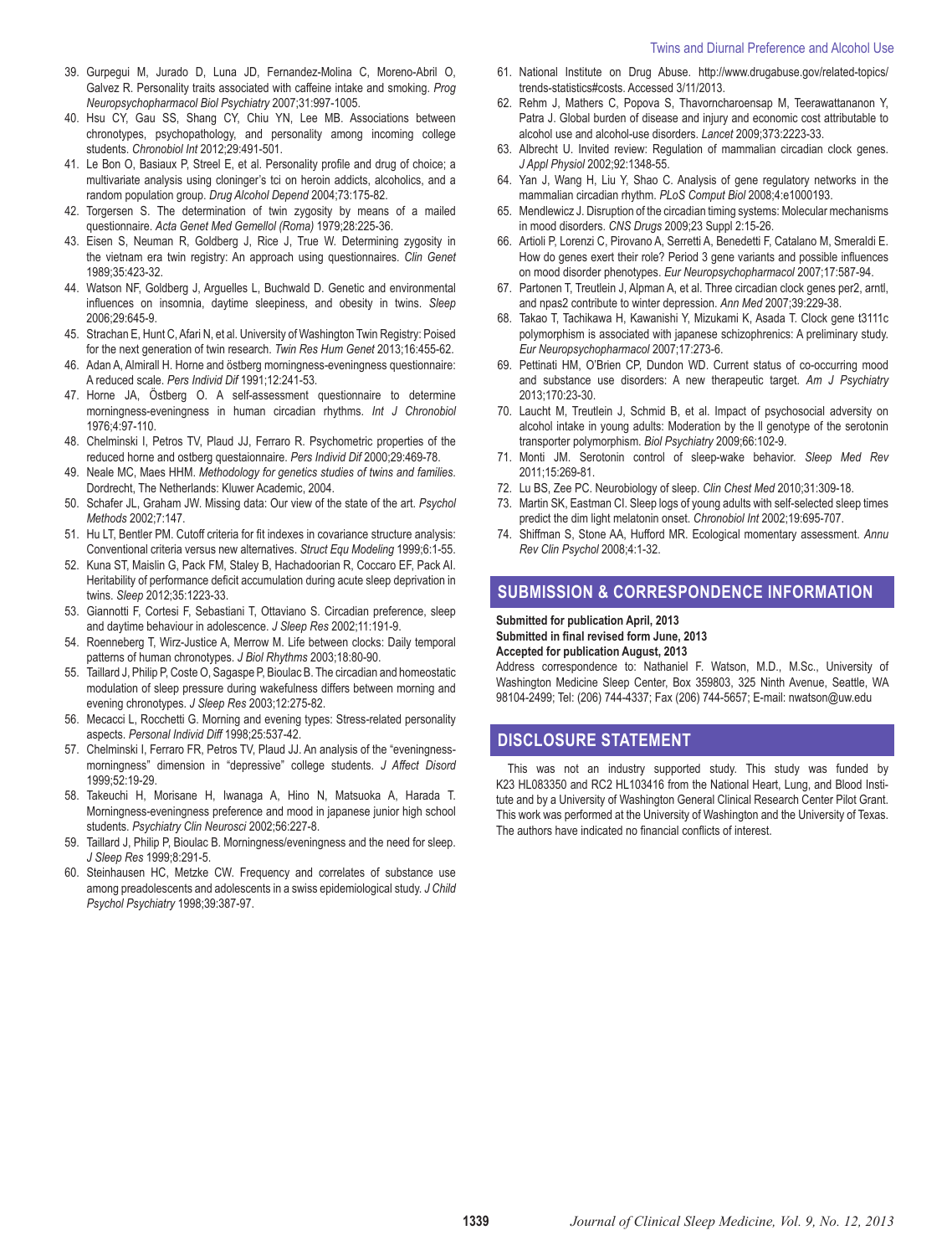39. Gurpegui M, Jurado D, Luna JD, Fernandez-Molina C, Moreno-Abril O, Galvez R. Personality traits associated with caffeine intake and smoking. *Prog Neuropsychopharmacol Biol Psychiatry* 2007;31:997-1005.
40. Hsu CY, Gau SS, Shang CY, Chiu YN, Lee MB. Associations between chronotypes, psychopathology, and personality among incoming college students. *Chronobiol Int* 2012;29:491-501.
41. Le Bon O, Basiaux P, Streel E, et al. Personality profile and drug of choice; a multivariate analysis using cloninger's tci on heroin addicts, alcoholics, and a random population group. *Drug Alcohol Depend* 2004;73:175-82.
42. Torgersen S. The determination of twin zygosity by means of a mailed questionnaire. *Acta Genet Med Gemellol (Roma)* 1979;28:225-36.
43. Eisen S, Neuman R, Goldberg J, Rice J, True W. Determining zygosity in the vietnam era twin registry: An approach using questionnaires. *Clin Genet* 1989;35:423-32.
44. Watson NF, Goldberg J, Arguelles L, Buchwald D. Genetic and environmental influences on insomnia, daytime sleepiness, and obesity in twins. *Sleep* 2006;29:645-9.
45. Strachan E, Hunt C, Afari N, et al. University of Washington Twin Registry: Poised for the next generation of twin research. *Twin Res Hum Genet* 2013;16:455-62.
46. Adan A, Almirall H. Horne and östberg morningness-eveningness questionnaire: A reduced scale. *Pers Individ Dif* 1991;12:241-53.
47. Horne JA, Östberg O. A self-assessment questionnaire to determine morningness-eveningness in human circadian rhythms. *Int J Chronobiol* 1976;4:97-110.
48. Chelminski I, Petros TV, Plaud JJ, Ferraro R. Psychometric properties of the reduced horne and ostberg questaionnaire. *Pers Individ Dif* 2000;29:469-78.
49. Neale MC, Maes HHM. *Methodology for genetics studies of twins and families.* Dordrecht, The Netherlands: Kluwer Academic, 2004.
50. Schafer JL, Graham JW. Missing data: Our view of the state of the art. *Psychol Methods* 2002;7:147.
51. Hu LT, Bentler PM. Cutoff criteria for fit indexes in covariance structure analysis: Conventional criteria versus new alternatives. *Struct Equ Modeling* 1999;6:1-55.
52. Kuna ST, Maislin G, Pack FM, Staley B, Hachadoorian R, Coccaro EF, Pack AI. Heritability of performance deficit accumulation during acute sleep deprivation in twins. *Sleep* 2012;35:1223-33.
53. Giannotti F, Cortesi F, Sebastiani T, Ottaviano S. Circadian preference, sleep and daytime behaviour in adolescence. *J Sleep Res* 2002;11:191-9.
54. Roenneberg T, Wirz-Justice A, Merrow M. Life between clocks: Daily temporal patterns of human chronotypes. *J Biol Rhythms* 2003;18:80-90.
55. Taillard J, Philip P, Coste O, Sagaspe P, Bioulac B. The circadian and homeostatic modulation of sleep pressure during wakefulness differs between morning and evening chronotypes. *J Sleep Res* 2003;12:275-82.
56. Mecacci L, Rocchetti G. Morning and evening types: Stress-related personality aspects. *Personal Individ Diff* 1998;25:537-42.
57. Chelminski I, Ferraro FR, Petros TV, Plaud JJ. An analysis of the "eveningness-morningness" dimension in "depressive" college students. *J Affect Disord* 1999;52:19-29.
58. Takeuchi H, Morisane H, Iwanaga A, Hino N, Matsuoka A, Harada T. Morningness-eveningness preference and mood in japanese junior high school students. *Psychiatry Clin Neurosci* 2002;56:227-8.
59. Taillard J, Philip P, Bioulac B. Morningness/eveningness and the need for sleep. *J Sleep Res* 1999;8:291-5.
60. Steinhausen HC, Metzke CW. Frequency and correlates of substance use among preadolescents and adolescents in a swiss epidemiological study. *J Child Psychol Psychiatry* 1998;39:387-97.
61. National Institute on Drug Abuse. http://www.drugabuse.gov/related-topics/trends-statistics#costs. Accessed 3/11/2013.
62. Rehm J, Mathers C, Popova S, Thavorncharoensap M, Teerawattananon Y, Patra J. Global burden of disease and injury and economic cost attributable to alcohol use and alcohol-use disorders. *Lancet* 2009;373:2223-33.
63. Albrecht U. Invited review: Regulation of mammalian circadian clock genes. *J Appl Physiol* 2002;92:1348-55.
64. Yan J, Wang H, Liu Y, Shao C. Analysis of gene regulatory networks in the mammalian circadian rhythm. *PLoS Comput Biol* 2008;4:e1000193.
65. Mendlewicz J. Disruption of the circadian timing systems: Molecular mechanisms in mood disorders. *CNS Drugs* 2009;23 Suppl 2:15-26.
66. Artioli P, Lorenzi C, Pirovano A, Serretti A, Benedetti F, Catalano M, Smeraldi E. How do genes exert their role? Period 3 gene variants and possible influences on mood disorder phenotypes. *Eur Neuropsychopharmacol* 2007;17:587-94.
67. Partonen T, Treutlein J, Alpman A, et al. Three circadian clock genes per2, arntl, and npas2 contribute to winter depression. *Ann Med* 2007;39:229-38.
68. Takao T, Tachikawa H, Kawanishi Y, Mizukami K, Asada T. Clock gene t3111c polymorphism is associated with japanese schizophrenics: A preliminary study. *Eur Neuropsychopharmacol* 2007;17:273-6.
69. Pettinati HM, O'Brien CP, Dundon WD. Current status of co-occurring mood and substance use disorders: A new therapeutic target. *Am J Psychiatry* 2013;170:23-30.
70. Laucht M, Treutlein J, Schmid B, et al. Impact of psychosocial adversity on alcohol intake in young adults: Moderation by the ll genotype of the serotonin transporter polymorphism. *Biol Psychiatry* 2009;66:102-9.
71. Monti JM. Serotonin control of sleep-wake behavior. *Sleep Med Rev* 2011;15:269-81.
72. Lu BS, Zee PC. Neurobiology of sleep. *Clin Chest Med* 2010;31:309-18.
73. Martin SK, Eastman CI. Sleep logs of young adults with self-selected sleep times predict the dim light melatonin onset. *Chronobiol Int* 2002;19:695-707.
74. Shiffman S, Stone AA, Hufford MR. Ecological momentary assessment. *Annu Rev Clin Psychol* 2008;4:1-32.

## SUBMISSION & CORRESPONDENCE INFORMATION

**Submitted for publication April, 2013**
**Submitted in final revised form June, 2013**
**Accepted for publication August, 2013**

Address correspondence to: Nathaniel F. Watson, M.D., M.Sc., University of Washington Medicine Sleep Center, Box 359803, 325 Ninth Avenue, Seattle, WA 98104-2499; Tel: (206) 744-4337; Fax (206) 744-5657; E-mail: nwatson@uw.edu

## DISCLOSURE STATEMENT

This was not an industry supported study. This study was funded by K23 HL083350 and RC2 HL103416 from the National Heart, Lung, and Blood Institute and by a University of Washington General Clinical Research Center Pilot Grant. This work was performed at the University of Washington and the University of Texas. The authors have indicated no financial conflicts of interest.